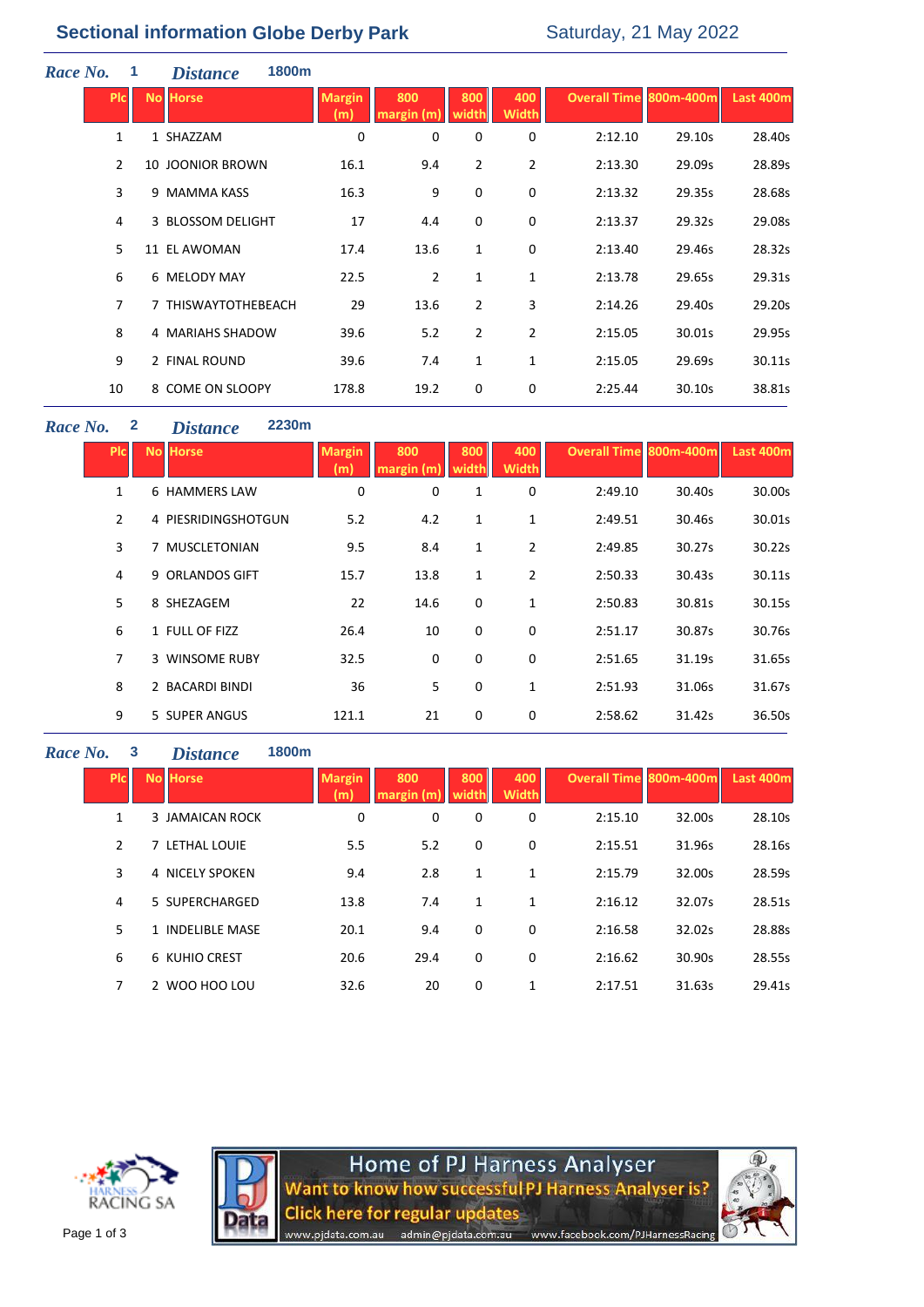# Sectional information Globe Derby Park

Saturday, 21 May 2022

***Race No.*** 1 ***Distance*** 1800m

| Plc | No | Horse | Margin (m) | 800 margin (m) | 800 width | 400 Width | Overall Time | 800m-400m | Last 400m |
|---|---|---|---|---|---|---|---|---|---|
| 1 | 1 | SHAZZAM | 0 | 0 | 0 | 0 | 2:12.10 | 29.10s | 28.40s |
| 2 | 10 | JOONIOR BROWN | 16.1 | 9.4 | 2 | 2 | 2:13.30 | 29.09s | 28.89s |
| 3 | 9 | MAMMA KASS | 16.3 | 9 | 0 | 0 | 2:13.32 | 29.35s | 28.68s |
| 4 | 3 | BLOSSOM DELIGHT | 17 | 4.4 | 0 | 0 | 2:13.37 | 29.32s | 29.08s |
| 5 | 11 | EL AWOMAN | 17.4 | 13.6 | 1 | 0 | 2:13.40 | 29.46s | 28.32s |
| 6 | 6 | MELODY MAY | 22.5 | 2 | 1 | 1 | 2:13.78 | 29.65s | 29.31s |
| 7 | 7 | THISWAYTOTHEBEACH | 29 | 13.6 | 2 | 3 | 2:14.26 | 29.40s | 29.20s |
| 8 | 4 | MARIAHS SHADOW | 39.6 | 5.2 | 2 | 2 | 2:15.05 | 30.01s | 29.95s |
| 9 | 2 | FINAL ROUND | 39.6 | 7.4 | 1 | 1 | 2:15.05 | 29.69s | 30.11s |
| 10 | 8 | COME ON SLOOPY | 178.8 | 19.2 | 0 | 0 | 2:25.44 | 30.10s | 38.81s |

***Race No.*** 2 ***Distance*** 2230m

| Plc | No | Horse | Margin (m) | 800 margin (m) | 800 width | 400 Width | Overall Time | 800m-400m | Last 400m |
|---|---|---|---|---|---|---|---|---|---|
| 1 | 6 | HAMMERS LAW | 0 | 0 | 1 | 0 | 2:49.10 | 30.40s | 30.00s |
| 2 | 4 | PIESRIDINGSHOTGUN | 5.2 | 4.2 | 1 | 1 | 2:49.51 | 30.46s | 30.01s |
| 3 | 7 | MUSCLETONIAN | 9.5 | 8.4 | 1 | 2 | 2:49.85 | 30.27s | 30.22s |
| 4 | 9 | ORLANDOS GIFT | 15.7 | 13.8 | 1 | 2 | 2:50.33 | 30.43s | 30.11s |
| 5 | 8 | SHEZAGEM | 22 | 14.6 | 0 | 1 | 2:50.83 | 30.81s | 30.15s |
| 6 | 1 | FULL OF FIZZ | 26.4 | 10 | 0 | 0 | 2:51.17 | 30.87s | 30.76s |
| 7 | 3 | WINSOME RUBY | 32.5 | 0 | 0 | 0 | 2:51.65 | 31.19s | 31.65s |
| 8 | 2 | BACARDI BINDI | 36 | 5 | 0 | 1 | 2:51.93 | 31.06s | 31.67s |
| 9 | 5 | SUPER ANGUS | 121.1 | 21 | 0 | 0 | 2:58.62 | 31.42s | 36.50s |

***Race No.*** 3 ***Distance*** 1800m

| Plc | No | Horse | Margin (m) | 800 margin (m) | 800 width | 400 Width | Overall Time | 800m-400m | Last 400m |
|---|---|---|---|---|---|---|---|---|---|
| 1 | 3 | JAMAICAN ROCK | 0 | 0 | 0 | 0 | 2:15.10 | 32.00s | 28.10s |
| 2 | 7 | LETHAL LOUIE | 5.5 | 5.2 | 0 | 0 | 2:15.51 | 31.96s | 28.16s |
| 3 | 4 | NICELY SPOKEN | 9.4 | 2.8 | 1 | 1 | 2:15.79 | 32.00s | 28.59s |
| 4 | 5 | SUPERCHARGED | 13.8 | 7.4 | 1 | 1 | 2:16.12 | 32.07s | 28.51s |
| 5 | 1 | INDELIBLE MASE | 20.1 | 9.4 | 0 | 0 | 2:16.58 | 32.02s | 28.88s |
| 6 | 6 | KUHIO CREST | 20.6 | 29.4 | 0 | 0 | 2:16.62 | 30.90s | 28.55s |
| 7 | 2 | WOO HOO LOU | 32.6 | 20 | 0 | 1 | 2:17.51 | 31.63s | 29.41s |

HARNESS RACING SA

Home of PJ Harness Analyser
Want to know how successful PJ Harness Analyser is?
Click here for regular updates
www.pjdata.com.au admin@pjdata.com.au www.facebook.com/PJHarnessRacing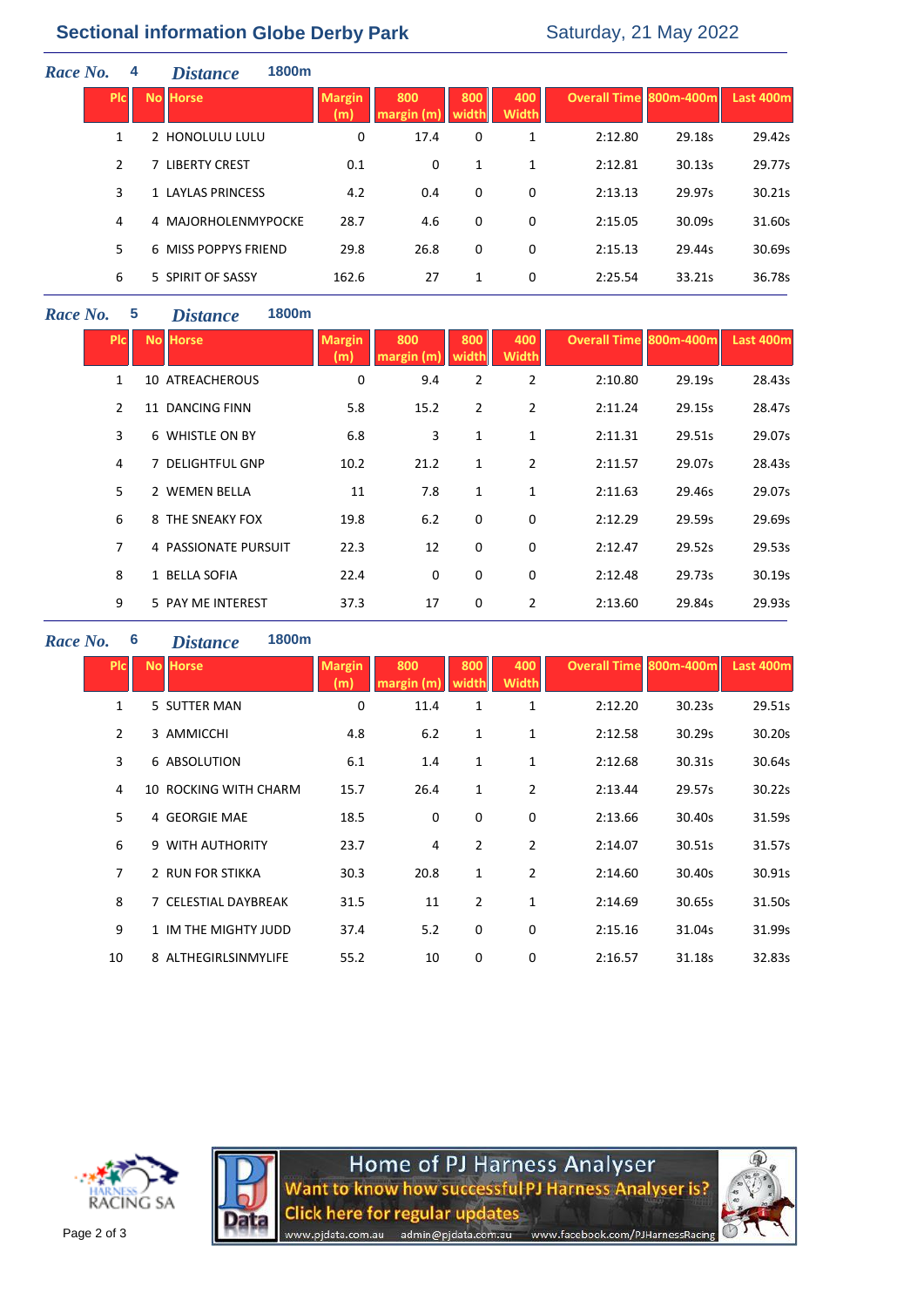## Sectional information Globe Derby Park

Saturday, 21 May 2022

### *Race No.* 4 *Distance* 1800m

| Plc | No | Horse | Margin (m) | 800 margin (m) | 800 width | 400 Width | Overall Time | 800m-400m | Last 400m |
|---|---|---|---|---|---|---|---|---|---|
| 1 | 2 | HONOLULU LULU | 0 | 17.4 | 0 | 1 | 2:12.80 | 29.18s | 29.42s |
| 2 | 7 | LIBERTY CREST | 0.1 | 0 | 1 | 1 | 2:12.81 | 30.13s | 29.77s |
| 3 | 1 | LAYLAS PRINCESS | 4.2 | 0.4 | 0 | 0 | 2:13.13 | 29.97s | 30.21s |
| 4 | 4 | MAJORHOLENMYPOCKE | 28.7 | 4.6 | 0 | 0 | 2:15.05 | 30.09s | 31.60s |
| 5 | 6 | MISS POPPYS FRIEND | 29.8 | 26.8 | 0 | 0 | 2:15.13 | 29.44s | 30.69s |
| 6 | 5 | SPIRIT OF SASSY | 162.6 | 27 | 1 | 0 | 2:25.54 | 33.21s | 36.78s |

### *Race No.* 5 *Distance* 1800m

| Plc | No | Horse | Margin (m) | 800 margin (m) | 800 width | 400 Width | Overall Time | 800m-400m | Last 400m |
|---|---|---|---|---|---|---|---|---|---|
| 1 | 10 | ATREACHEROUS | 0 | 9.4 | 2 | 2 | 2:10.80 | 29.19s | 28.43s |
| 2 | 11 | DANCING FINN | 5.8 | 15.2 | 2 | 2 | 2:11.24 | 29.15s | 28.47s |
| 3 | 6 | WHISTLE ON BY | 6.8 | 3 | 1 | 1 | 2:11.31 | 29.51s | 29.07s |
| 4 | 7 | DELIGHTFUL GNP | 10.2 | 21.2 | 1 | 2 | 2:11.57 | 29.07s | 28.43s |
| 5 | 2 | WEMEN BELLA | 11 | 7.8 | 1 | 1 | 2:11.63 | 29.46s | 29.07s |
| 6 | 8 | THE SNEAKY FOX | 19.8 | 6.2 | 0 | 0 | 2:12.29 | 29.59s | 29.69s |
| 7 | 4 | PASSIONATE PURSUIT | 22.3 | 12 | 0 | 0 | 2:12.47 | 29.52s | 29.53s |
| 8 | 1 | BELLA SOFIA | 22.4 | 0 | 0 | 0 | 2:12.48 | 29.73s | 30.19s |
| 9 | 5 | PAY ME INTEREST | 37.3 | 17 | 0 | 2 | 2:13.60 | 29.84s | 29.93s |

### *Race No.* 6 *Distance* 1800m

| Plc | No | Horse | Margin (m) | 800 margin (m) | 800 width | 400 Width | Overall Time | 800m-400m | Last 400m |
|---|---|---|---|---|---|---|---|---|---|
| 1 | 5 | SUTTER MAN | 0 | 11.4 | 1 | 1 | 2:12.20 | 30.23s | 29.51s |
| 2 | 3 | AMMICCHI | 4.8 | 6.2 | 1 | 1 | 2:12.58 | 30.29s | 30.20s |
| 3 | 6 | ABSOLUTION | 6.1 | 1.4 | 1 | 1 | 2:12.68 | 30.31s | 30.64s |
| 4 | 10 | ROCKING WITH CHARM | 15.7 | 26.4 | 1 | 2 | 2:13.44 | 29.57s | 30.22s |
| 5 | 4 | GEORGIE MAE | 18.5 | 0 | 0 | 0 | 2:13.66 | 30.40s | 31.59s |
| 6 | 9 | WITH AUTHORITY | 23.7 | 4 | 2 | 2 | 2:14.07 | 30.51s | 31.57s |
| 7 | 2 | RUN FOR STIKKA | 30.3 | 20.8 | 1 | 2 | 2:14.60 | 30.40s | 30.91s |
| 8 | 7 | CELESTIAL DAYBREAK | 31.5 | 11 | 2 | 1 | 2:14.69 | 30.65s | 31.50s |
| 9 | 1 | IM THE MIGHTY JUDD | 37.4 | 5.2 | 0 | 0 | 2:15.16 | 31.04s | 31.99s |
| 10 | 8 | ALTHEGIRLSINMYLIFE | 55.2 | 10 | 0 | 0 | 2:16.57 | 31.18s | 32.83s |

HARNESS RACING SA

Home of PJ Harness Analyser
Want to know how successful PJ Harness Analyser is?
Click here for regular updates
www.pjdata.com.au admin@pjdata.com.au www.facebook.com/PJHarnessRacing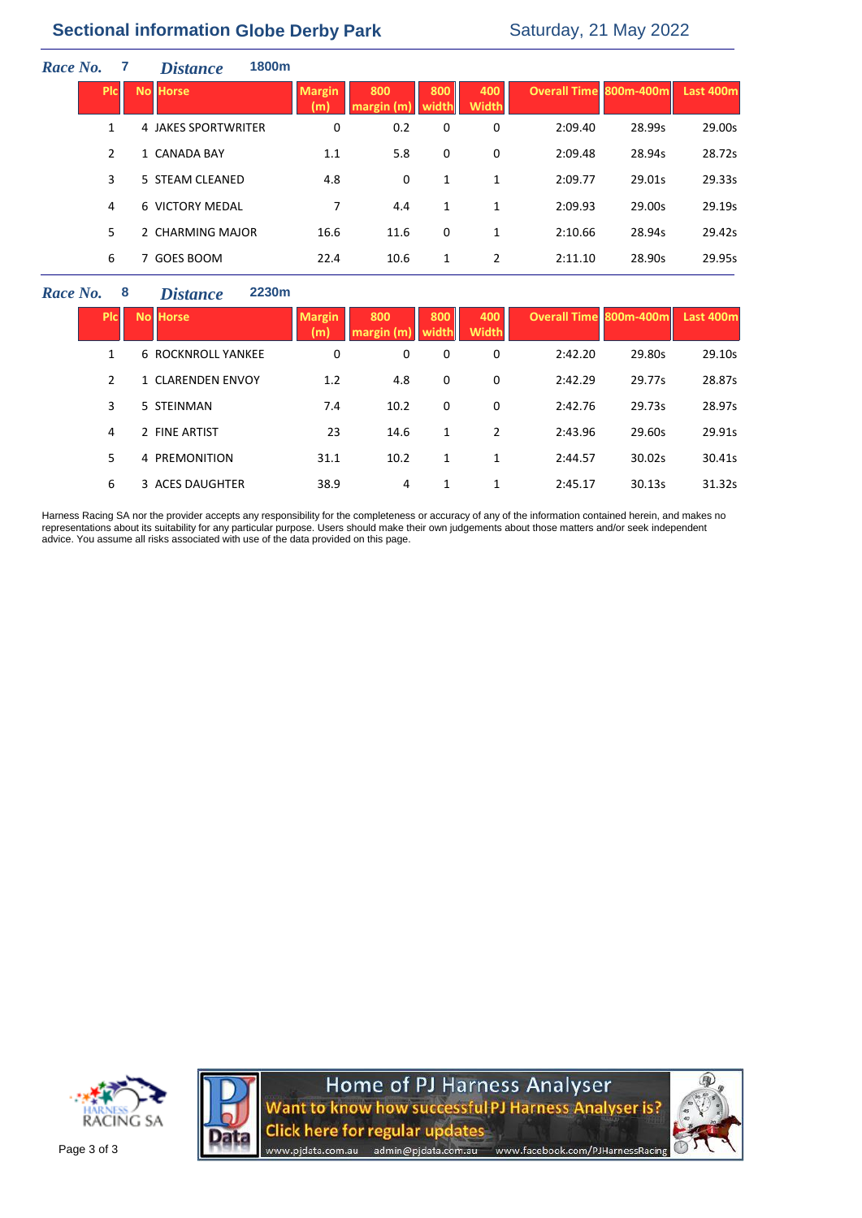# Sectional information Globe Derby Park

Saturday, 21 May 2022

## Race No. 7 Distance 1800m

| Plc | No | Horse | Margin (m) | 800 margin (m) | 800 width | 400 Width | Overall Time | 800m-400m | Last 400m |
|---|---|---|---|---|---|---|---|---|---|
| 1 | 4 | JAKES SPORTWRITER | 0 | 0.2 | 0 | 0 | 2:09.40 | 28.99s | 29.00s |
| 2 | 1 | CANADA BAY | 1.1 | 5.8 | 0 | 0 | 2:09.48 | 28.94s | 28.72s |
| 3 | 5 | STEAM CLEANED | 4.8 | 0 | 1 | 1 | 2:09.77 | 29.01s | 29.33s |
| 4 | 6 | VICTORY MEDAL | 7 | 4.4 | 1 | 1 | 2:09.93 | 29.00s | 29.19s |
| 5 | 2 | CHARMING MAJOR | 16.6 | 11.6 | 0 | 1 | 2:10.66 | 28.94s | 29.42s |
| 6 | 7 | GOES BOOM | 22.4 | 10.6 | 1 | 2 | 2:11.10 | 28.90s | 29.95s |

## Race No. 8 Distance 2230m

| Plc | No | Horse | Margin (m) | 800 margin (m) | 800 width | 400 Width | Overall Time | 800m-400m | Last 400m |
|---|---|---|---|---|---|---|---|---|---|
| 1 | 6 | ROCKNROLL YANKEE | 0 | 0 | 0 | 0 | 2:42.20 | 29.80s | 29.10s |
| 2 | 1 | CLARENDEN ENVOY | 1.2 | 4.8 | 0 | 0 | 2:42.29 | 29.77s | 28.87s |
| 3 | 5 | STEINMAN | 7.4 | 10.2 | 0 | 0 | 2:42.76 | 29.73s | 28.97s |
| 4 | 2 | FINE ARTIST | 23 | 14.6 | 1 | 2 | 2:43.96 | 29.60s | 29.91s |
| 5 | 4 | PREMONITION | 31.1 | 10.2 | 1 | 1 | 2:44.57 | 30.02s | 30.41s |
| 6 | 3 | ACES DAUGHTER | 38.9 | 4 | 1 | 1 | 2:45.17 | 30.13s | 31.32s |

Harness Racing SA nor the provider accepts any responsibility for the completeness or accuracy of any of the information contained herein, and makes no representations about its suitability for any particular purpose. Users should make their own judgements about those matters and/or seek independent advice. You assume all risks associated with use of the data provided on this page.

Home of PJ Harness Analyser
Want to know how successful PJ Harness Analyser is?
Click here for regular updates
www.pjdata.com.au admin@pjdata.com.au www.facebook.com/PJHarnessRacing